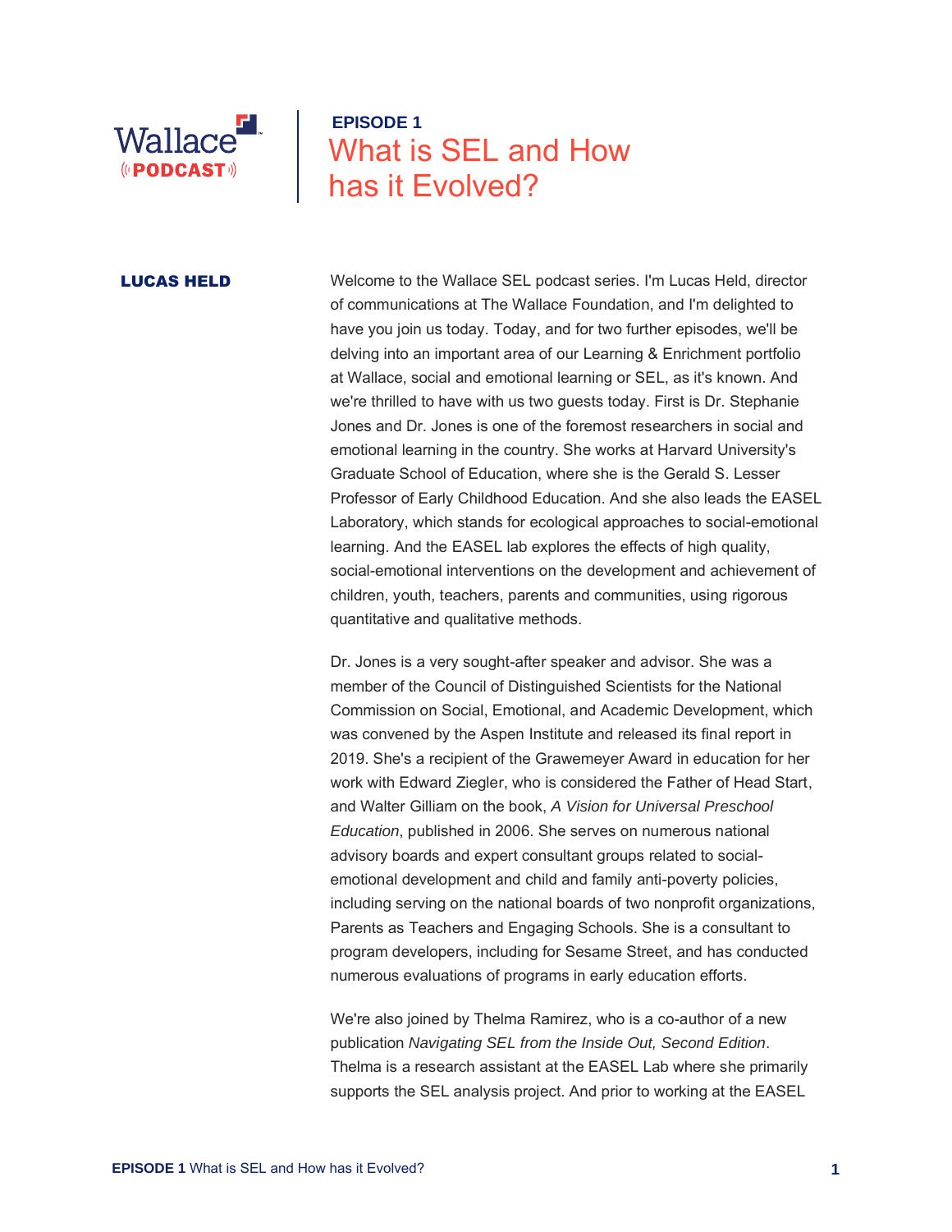**EPISODE 1**

# What is SEL and How has it Evolved?

**LUCAS HELD**

Welcome to the Wallace SEL podcast series. I'm Lucas Held, director of communications at The Wallace Foundation, and I'm delighted to have you join us today. Today, and for two further episodes, we'll be delving into an important area of our Learning & Enrichment portfolio at Wallace, social and emotional learning or SEL, as it's known. And we're thrilled to have with us two guests today. First is Dr. Stephanie Jones and Dr. Jones is one of the foremost researchers in social and emotional learning in the country. She works at Harvard University's Graduate School of Education, where she is the Gerald S. Lesser Professor of Early Childhood Education. And she also leads the EASEL Laboratory, which stands for ecological approaches to social-emotional learning. And the EASEL lab explores the effects of high quality, social-emotional interventions on the development and achievement of children, youth, teachers, parents and communities, using rigorous quantitative and qualitative methods.

Dr. Jones is a very sought-after speaker and advisor. She was a member of the Council of Distinguished Scientists for the National Commission on Social, Emotional, and Academic Development, which was convened by the Aspen Institute and released its final report in 2019. She's a recipient of the Grawemeyer Award in education for her work with Edward Ziegler, who is considered the Father of Head Start, and Walter Gilliam on the book, *A Vision for Universal Preschool Education*, published in 2006. She serves on numerous national advisory boards and expert consultant groups related to social-emotional development and child and family anti-poverty policies, including serving on the national boards of two nonprofit organizations, Parents as Teachers and Engaging Schools. She is a consultant to program developers, including for Sesame Street, and has conducted numerous evaluations of programs in early education efforts.

We're also joined by Thelma Ramirez, who is a co-author of a new publication *Navigating SEL from the Inside Out, Second Edition*. Thelma is a research assistant at the EASEL Lab where she primarily supports the SEL analysis project. And prior to working at the EASEL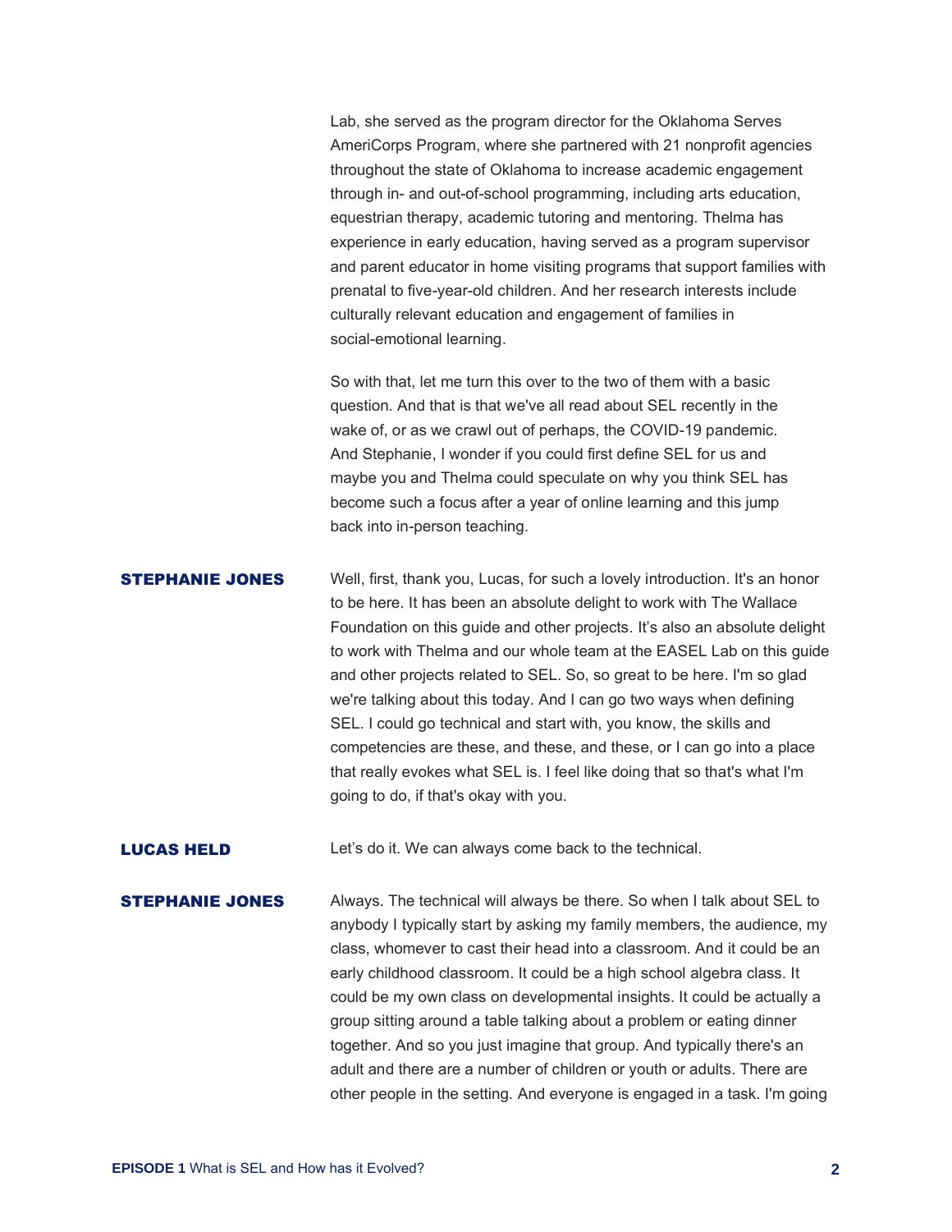Lab, she served as the program director for the Oklahoma Serves AmeriCorps Program, where she partnered with 21 nonprofit agencies throughout the state of Oklahoma to increase academic engagement through in- and out-of-school programming, including arts education, equestrian therapy, academic tutoring and mentoring. Thelma has experience in early education, having served as a program supervisor and parent educator in home visiting programs that support families with prenatal to five-year-old children. And her research interests include culturally relevant education and engagement of families in social-emotional learning.

So with that, let me turn this over to the two of them with a basic question. And that is that we've all read about SEL recently in the wake of, or as we crawl out of perhaps, the COVID-19 pandemic. And Stephanie, I wonder if you could first define SEL for us and maybe you and Thelma could speculate on why you think SEL has become such a focus after a year of online learning and this jump back into in-person teaching.

**STEPHANIE JONES** Well, first, thank you, Lucas, for such a lovely introduction. It's an honor to be here. It has been an absolute delight to work with The Wallace Foundation on this guide and other projects. It's also an absolute delight to work with Thelma and our whole team at the EASEL Lab on this guide and other projects related to SEL. So, so great to be here. I'm so glad we're talking about this today. And I can go two ways when defining SEL. I could go technical and start with, you know, the skills and competencies are these, and these, and these, or I can go into a place that really evokes what SEL is. I feel like doing that so that's what I'm going to do, if that's okay with you.

**LUCAS HELD** Let's do it. We can always come back to the technical.

**STEPHANIE JONES** Always. The technical will always be there. So when I talk about SEL to anybody I typically start by asking my family members, the audience, my class, whomever to cast their head into a classroom. And it could be an early childhood classroom. It could be a high school algebra class. It could be my own class on developmental insights. It could be actually a group sitting around a table talking about a problem or eating dinner together. And so you just imagine that group. And typically there's an adult and there are a number of children or youth or adults. There are other people in the setting. And everyone is engaged in a task. I'm going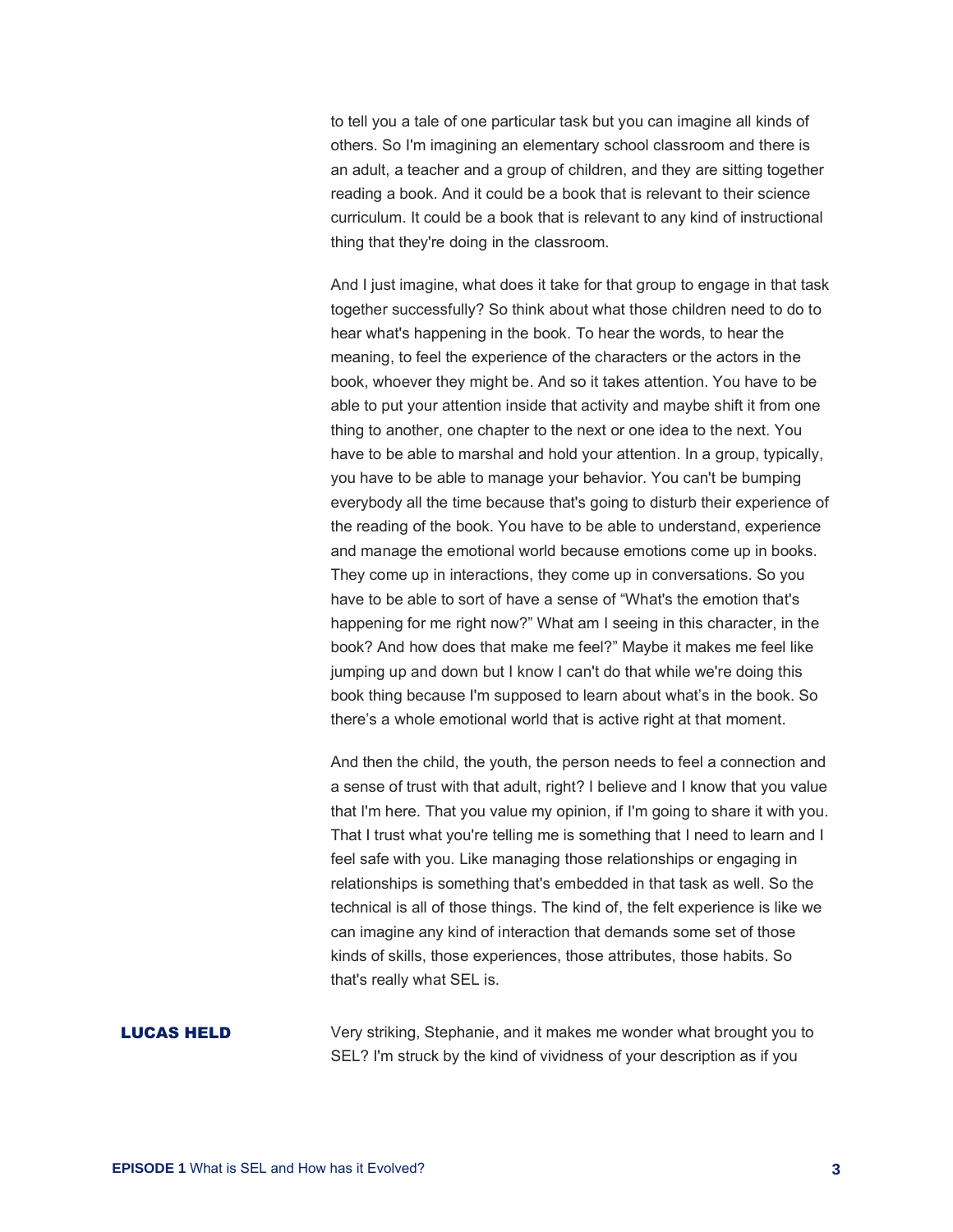to tell you a tale of one particular task but you can imagine all kinds of others. So I'm imagining an elementary school classroom and there is an adult, a teacher and a group of children, and they are sitting together reading a book. And it could be a book that is relevant to their science curriculum. It could be a book that is relevant to any kind of instructional thing that they're doing in the classroom.

And I just imagine, what does it take for that group to engage in that task together successfully? So think about what those children need to do to hear what's happening in the book. To hear the words, to hear the meaning, to feel the experience of the characters or the actors in the book, whoever they might be. And so it takes attention. You have to be able to put your attention inside that activity and maybe shift it from one thing to another, one chapter to the next or one idea to the next. You have to be able to marshal and hold your attention. In a group, typically, you have to be able to manage your behavior. You can't be bumping everybody all the time because that's going to disturb their experience of the reading of the book. You have to be able to understand, experience and manage the emotional world because emotions come up in books. They come up in interactions, they come up in conversations. So you have to be able to sort of have a sense of "What's the emotion that's happening for me right now?" What am I seeing in this character, in the book? And how does that make me feel?" Maybe it makes me feel like jumping up and down but I know I can't do that while we're doing this book thing because I'm supposed to learn about what's in the book. So there's a whole emotional world that is active right at that moment.

And then the child, the youth, the person needs to feel a connection and a sense of trust with that adult, right? I believe and I know that you value that I'm here. That you value my opinion, if I'm going to share it with you. That I trust what you're telling me is something that I need to learn and I feel safe with you. Like managing those relationships or engaging in relationships is something that's embedded in that task as well. So the technical is all of those things. The kind of, the felt experience is like we can imagine any kind of interaction that demands some set of those kinds of skills, those experiences, those attributes, those habits. So that's really what SEL is.

**LUCAS HELD** Very striking, Stephanie, and it makes me wonder what brought you to SEL? I'm struck by the kind of vividness of your description as if you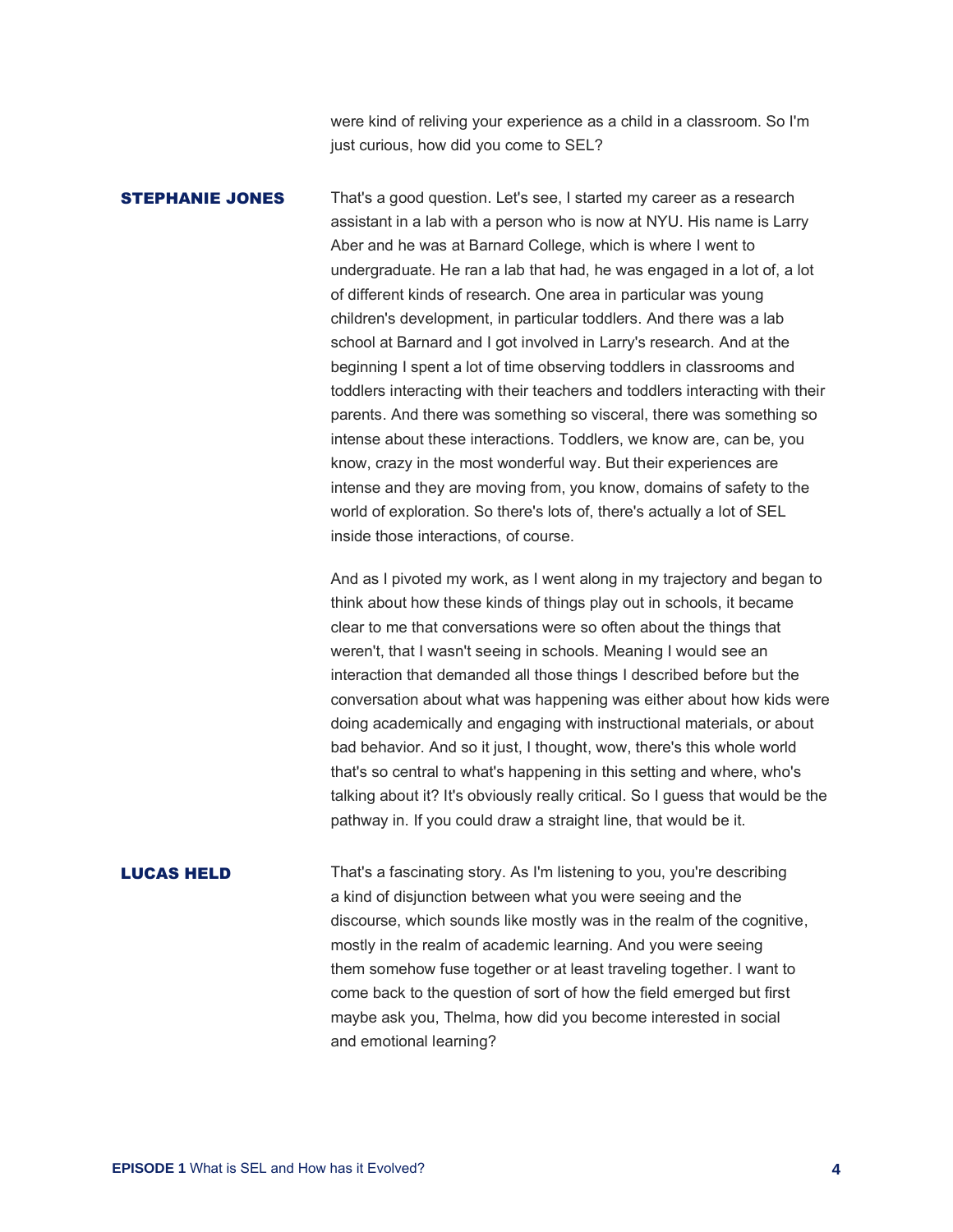were kind of reliving your experience as a child in a classroom. So I'm just curious, how did you come to SEL?

**STEPHANIE JONES** That's a good question. Let's see, I started my career as a research assistant in a lab with a person who is now at NYU. His name is Larry Aber and he was at Barnard College, which is where I went to undergraduate. He ran a lab that had, he was engaged in a lot of, a lot of different kinds of research. One area in particular was young children's development, in particular toddlers. And there was a lab school at Barnard and I got involved in Larry's research. And at the beginning I spent a lot of time observing toddlers in classrooms and toddlers interacting with their teachers and toddlers interacting with their parents. And there was something so visceral, there was something so intense about these interactions. Toddlers, we know are, can be, you know, crazy in the most wonderful way. But their experiences are intense and they are moving from, you know, domains of safety to the world of exploration. So there's lots of, there's actually a lot of SEL inside those interactions, of course.

And as I pivoted my work, as I went along in my trajectory and began to think about how these kinds of things play out in schools, it became clear to me that conversations were so often about the things that weren't, that I wasn't seeing in schools. Meaning I would see an interaction that demanded all those things I described before but the conversation about what was happening was either about how kids were doing academically and engaging with instructional materials, or about bad behavior. And so it just, I thought, wow, there's this whole world that's so central to what's happening in this setting and where, who's talking about it? It's obviously really critical. So I guess that would be the pathway in. If you could draw a straight line, that would be it.

**LUCAS HELD** That's a fascinating story. As I'm listening to you, you're describing a kind of disjunction between what you were seeing and the discourse, which sounds like mostly was in the realm of the cognitive, mostly in the realm of academic learning. And you were seeing them somehow fuse together or at least traveling together. I want to come back to the question of sort of how the field emerged but first maybe ask you, Thelma, how did you become interested in social and emotional learning?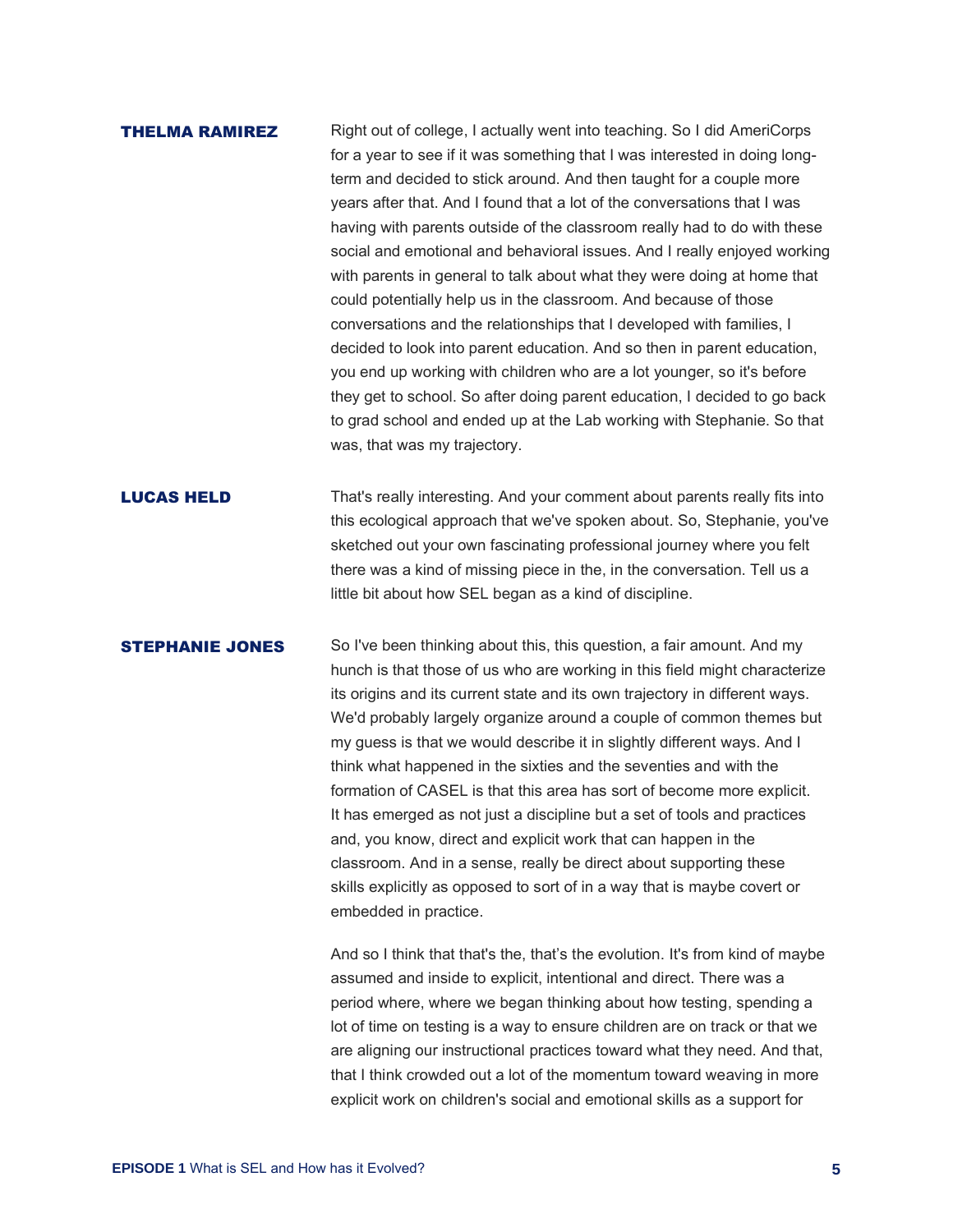**THELMA RAMIREZ** Right out of college, I actually went into teaching. So I did AmeriCorps for a year to see if it was something that I was interested in doing long-term and decided to stick around. And then taught for a couple more years after that. And I found that a lot of the conversations that I was having with parents outside of the classroom really had to do with these social and emotional and behavioral issues. And I really enjoyed working with parents in general to talk about what they were doing at home that could potentially help us in the classroom. And because of those conversations and the relationships that I developed with families, I decided to look into parent education. And so then in parent education, you end up working with children who are a lot younger, so it's before they get to school. So after doing parent education, I decided to go back to grad school and ended up at the Lab working with Stephanie. So that was, that was my trajectory.

**LUCAS HELD** That's really interesting. And your comment about parents really fits into this ecological approach that we've spoken about. So, Stephanie, you've sketched out your own fascinating professional journey where you felt there was a kind of missing piece in the, in the conversation. Tell us a little bit about how SEL began as a kind of discipline.

**STEPHANIE JONES** So I've been thinking about this, this question, a fair amount. And my hunch is that those of us who are working in this field might characterize its origins and its current state and its own trajectory in different ways. We'd probably largely organize around a couple of common themes but my guess is that we would describe it in slightly different ways. And I think what happened in the sixties and the seventies and with the formation of CASEL is that this area has sort of become more explicit. It has emerged as not just a discipline but a set of tools and practices and, you know, direct and explicit work that can happen in the classroom. And in a sense, really be direct about supporting these skills explicitly as opposed to sort of in a way that is maybe covert or embedded in practice.

And so I think that that's the, that's the evolution. It's from kind of maybe assumed and inside to explicit, intentional and direct. There was a period where, where we began thinking about how testing, spending a lot of time on testing is a way to ensure children are on track or that we are aligning our instructional practices toward what they need. And that, that I think crowded out a lot of the momentum toward weaving in more explicit work on children's social and emotional skills as a support for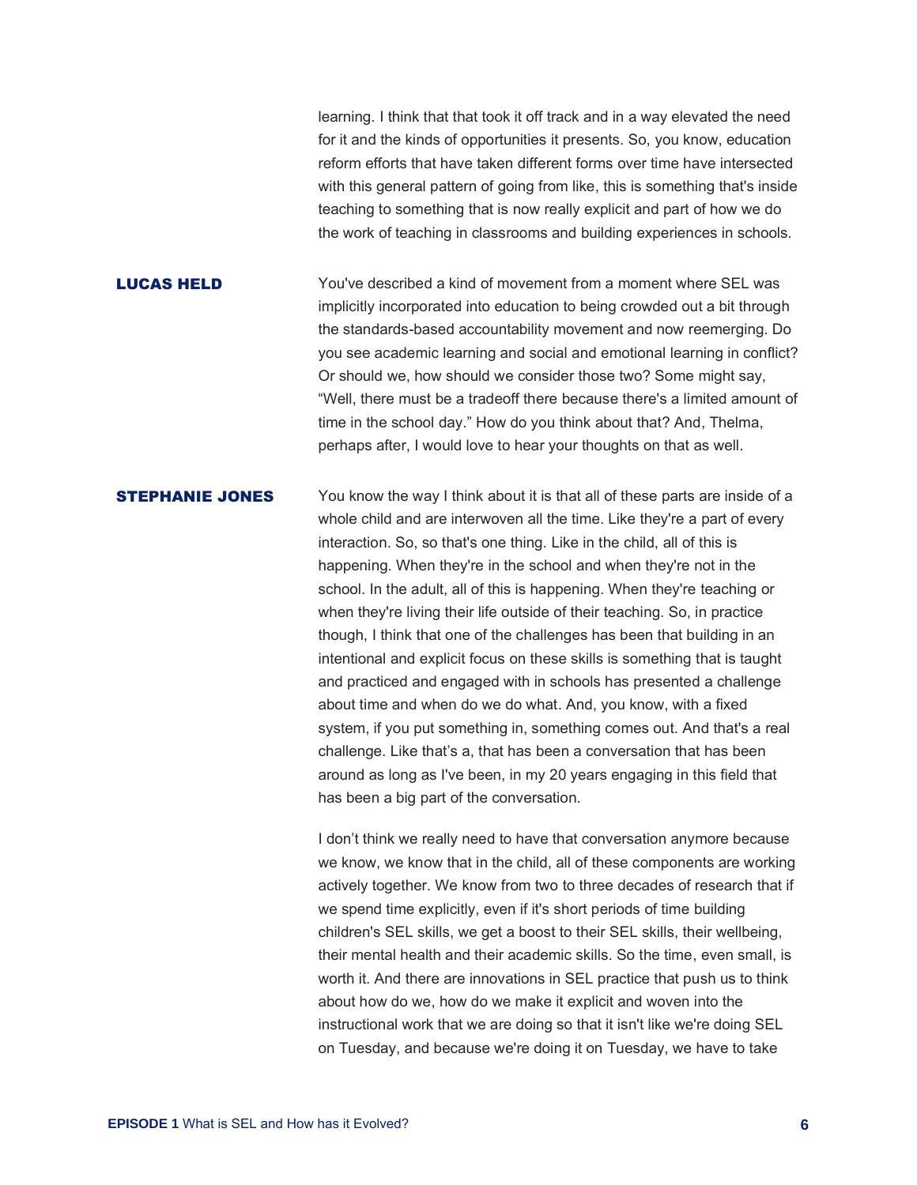learning. I think that that took it off track and in a way elevated the need for it and the kinds of opportunities it presents. So, you know, education reform efforts that have taken different forms over time have intersected with this general pattern of going from like, this is something that's inside teaching to something that is now really explicit and part of how we do the work of teaching in classrooms and building experiences in schools.

**LUCAS HELD**

You've described a kind of movement from a moment where SEL was implicitly incorporated into education to being crowded out a bit through the standards-based accountability movement and now reemerging. Do you see academic learning and social and emotional learning in conflict? Or should we, how should we consider those two? Some might say, "Well, there must be a tradeoff there because there's a limited amount of time in the school day." How do you think about that? And, Thelma, perhaps after, I would love to hear your thoughts on that as well.

**STEPHANIE JONES**

You know the way I think about it is that all of these parts are inside of a whole child and are interwoven all the time. Like they're a part of every interaction. So, so that's one thing. Like in the child, all of this is happening. When they're in the school and when they're not in the school. In the adult, all of this is happening. When they're teaching or when they're living their life outside of their teaching. So, in practice though, I think that one of the challenges has been that building in an intentional and explicit focus on these skills is something that is taught and practiced and engaged with in schools has presented a challenge about time and when do we do what. And, you know, with a fixed system, if you put something in, something comes out. And that's a real challenge. Like that's a, that has been a conversation that has been around as long as I've been, in my 20 years engaging in this field that has been a big part of the conversation.

I don't think we really need to have that conversation anymore because we know, we know that in the child, all of these components are working actively together. We know from two to three decades of research that if we spend time explicitly, even if it's short periods of time building children's SEL skills, we get a boost to their SEL skills, their wellbeing, their mental health and their academic skills. So the time, even small, is worth it. And there are innovations in SEL practice that push us to think about how do we, how do we make it explicit and woven into the instructional work that we are doing so that it isn't like we're doing SEL on Tuesday, and because we're doing it on Tuesday, we have to take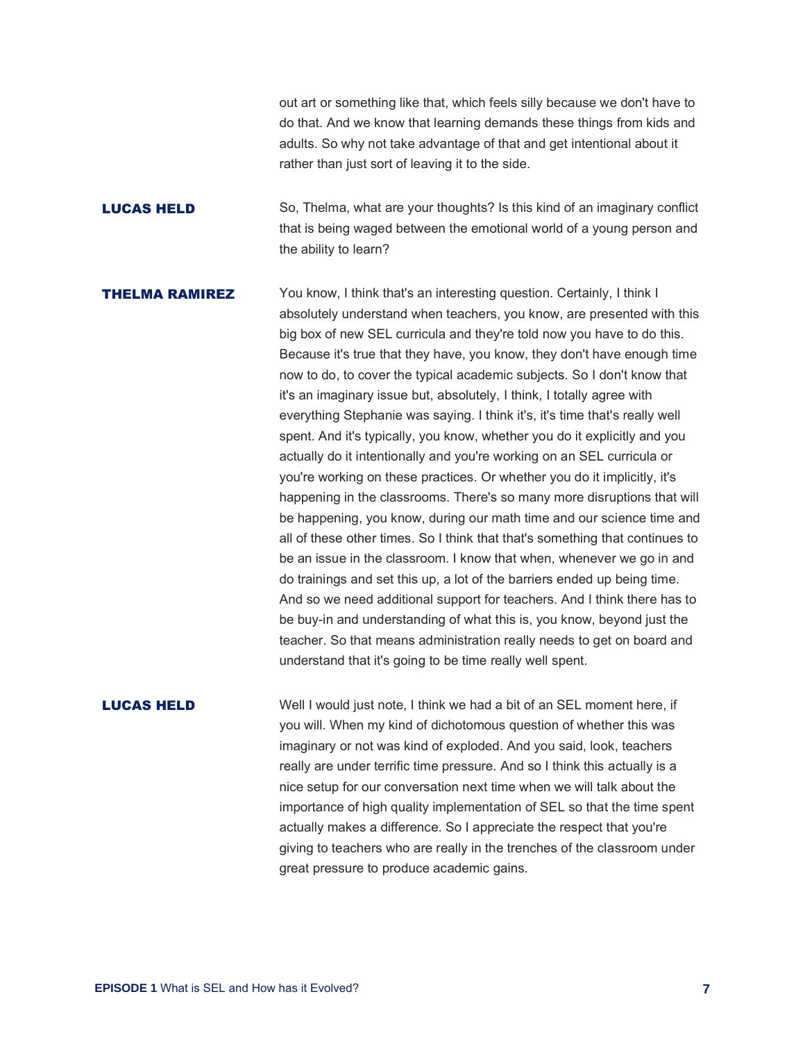out art or something like that, which feels silly because we don't have to do that. And we know that learning demands these things from kids and adults. So why not take advantage of that and get intentional about it rather than just sort of leaving it to the side.

**LUCAS HELD** So, Thelma, what are your thoughts? Is this kind of an imaginary conflict that is being waged between the emotional world of a young person and the ability to learn?

**THELMA RAMIREZ** You know, I think that's an interesting question. Certainly, I think I absolutely understand when teachers, you know, are presented with this big box of new SEL curricula and they're told now you have to do this. Because it's true that they have, you know, they don't have enough time now to do, to cover the typical academic subjects. So I don't know that it's an imaginary issue but, absolutely, I think, I totally agree with everything Stephanie was saying. I think it's, it's time that's really well spent. And it's typically, you know, whether you do it explicitly and you actually do it intentionally and you're working on an SEL curricula or you're working on these practices. Or whether you do it implicitly, it's happening in the classrooms. There's so many more disruptions that will be happening, you know, during our math time and our science time and all of these other times. So I think that that's something that continues to be an issue in the classroom. I know that when, whenever we go in and do trainings and set this up, a lot of the barriers ended up being time. And so we need additional support for teachers. And I think there has to be buy-in and understanding of what this is, you know, beyond just the teacher. So that means administration really needs to get on board and understand that it's going to be time really well spent.

**LUCAS HELD** Well I would just note, I think we had a bit of an SEL moment here, if you will. When my kind of dichotomous question of whether this was imaginary or not was kind of exploded. And you said, look, teachers really are under terrific time pressure. And so I think this actually is a nice setup for our conversation next time when we will talk about the importance of high quality implementation of SEL so that the time spent actually makes a difference. So I appreciate the respect that you're giving to teachers who are really in the trenches of the classroom under great pressure to produce academic gains.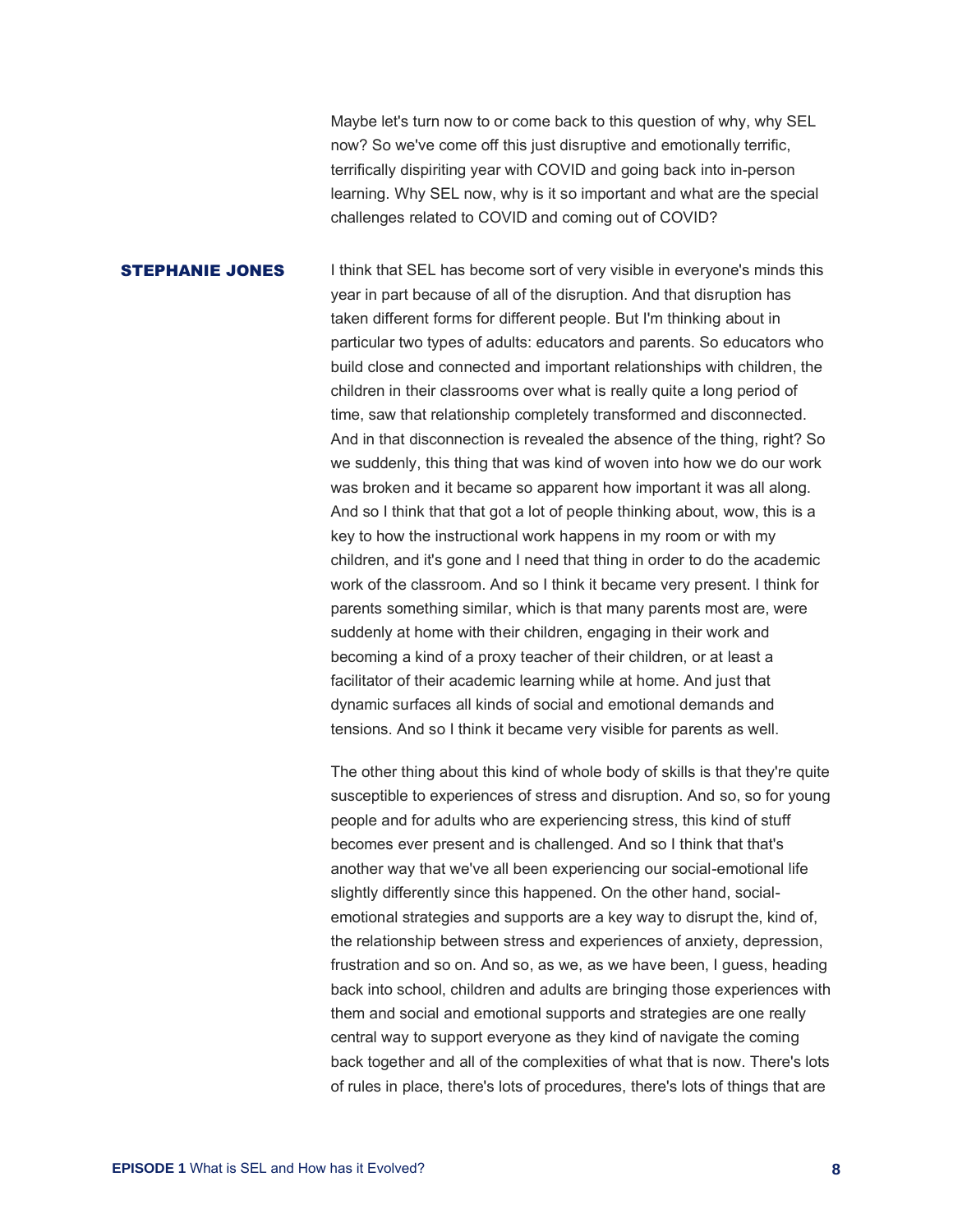Maybe let's turn now to or come back to this question of why, why SEL now? So we've come off this just disruptive and emotionally terrific, terrifically dispiriting year with COVID and going back into in-person learning. Why SEL now, why is it so important and what are the special challenges related to COVID and coming out of COVID?

**STEPHANIE JONES** I think that SEL has become sort of very visible in everyone's minds this year in part because of all of the disruption. And that disruption has taken different forms for different people. But I'm thinking about in particular two types of adults: educators and parents. So educators who build close and connected and important relationships with children, the children in their classrooms over what is really quite a long period of time, saw that relationship completely transformed and disconnected. And in that disconnection is revealed the absence of the thing, right? So we suddenly, this thing that was kind of woven into how we do our work was broken and it became so apparent how important it was all along. And so I think that that got a lot of people thinking about, wow, this is a key to how the instructional work happens in my room or with my children, and it's gone and I need that thing in order to do the academic work of the classroom. And so I think it became very present. I think for parents something similar, which is that many parents most are, were suddenly at home with their children, engaging in their work and becoming a kind of a proxy teacher of their children, or at least a facilitator of their academic learning while at home. And just that dynamic surfaces all kinds of social and emotional demands and tensions. And so I think it became very visible for parents as well.

The other thing about this kind of whole body of skills is that they're quite susceptible to experiences of stress and disruption. And so, so for young people and for adults who are experiencing stress, this kind of stuff becomes ever present and is challenged. And so I think that that's another way that we've all been experiencing our social-emotional life slightly differently since this happened. On the other hand, social-emotional strategies and supports are a key way to disrupt the, kind of, the relationship between stress and experiences of anxiety, depression, frustration and so on. And so, as we, as we have been, I guess, heading back into school, children and adults are bringing those experiences with them and social and emotional supports and strategies are one really central way to support everyone as they kind of navigate the coming back together and all of the complexities of what that is now. There's lots of rules in place, there's lots of procedures, there's lots of things that are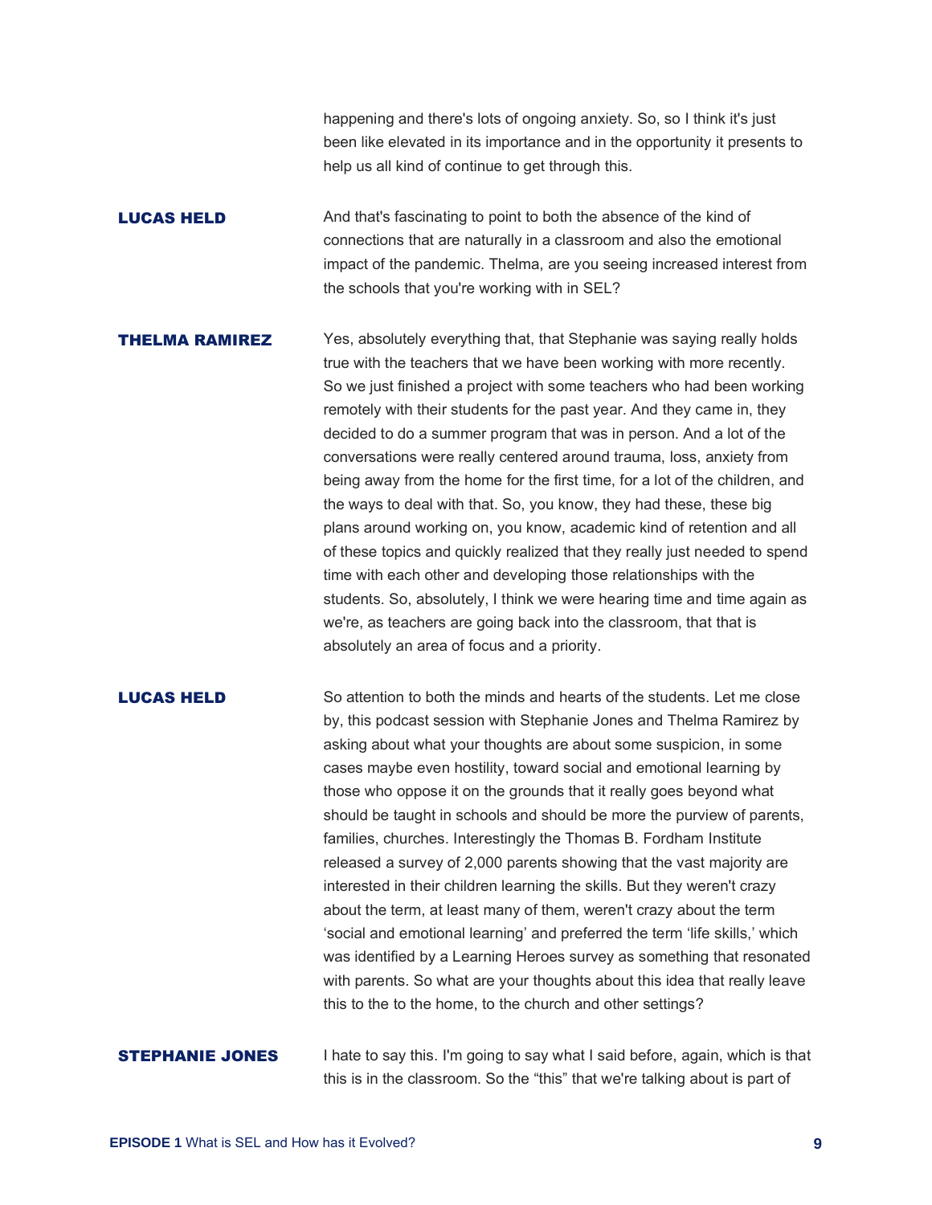happening and there's lots of ongoing anxiety. So, so I think it's just been like elevated in its importance and in the opportunity it presents to help us all kind of continue to get through this.

**LUCAS HELD**

And that's fascinating to point to both the absence of the kind of connections that are naturally in a classroom and also the emotional impact of the pandemic. Thelma, are you seeing increased interest from the schools that you're working with in SEL?

**THELMA RAMIREZ**

Yes, absolutely everything that, that Stephanie was saying really holds true with the teachers that we have been working with more recently. So we just finished a project with some teachers who had been working remotely with their students for the past year. And they came in, they decided to do a summer program that was in person. And a lot of the conversations were really centered around trauma, loss, anxiety from being away from the home for the first time, for a lot of the children, and the ways to deal with that. So, you know, they had these, these big plans around working on, you know, academic kind of retention and all of these topics and quickly realized that they really just needed to spend time with each other and developing those relationships with the students. So, absolutely, I think we were hearing time and time again as we're, as teachers are going back into the classroom, that that is absolutely an area of focus and a priority.

**LUCAS HELD**

So attention to both the minds and hearts of the students. Let me close by, this podcast session with Stephanie Jones and Thelma Ramirez by asking about what your thoughts are about some suspicion, in some cases maybe even hostility, toward social and emotional learning by those who oppose it on the grounds that it really goes beyond what should be taught in schools and should be more the purview of parents, families, churches. Interestingly the Thomas B. Fordham Institute released a survey of 2,000 parents showing that the vast majority are interested in their children learning the skills. But they weren't crazy about the term, at least many of them, weren't crazy about the term 'social and emotional learning' and preferred the term 'life skills,' which was identified by a Learning Heroes survey as something that resonated with parents. So what are your thoughts about this idea that really leave this to the to the to the home, to the church and other settings?

**STEPHANIE JONES**

I hate to say this. I'm going to say what I said before, again, which is that this is in the classroom. So the "this" that we're talking about is part of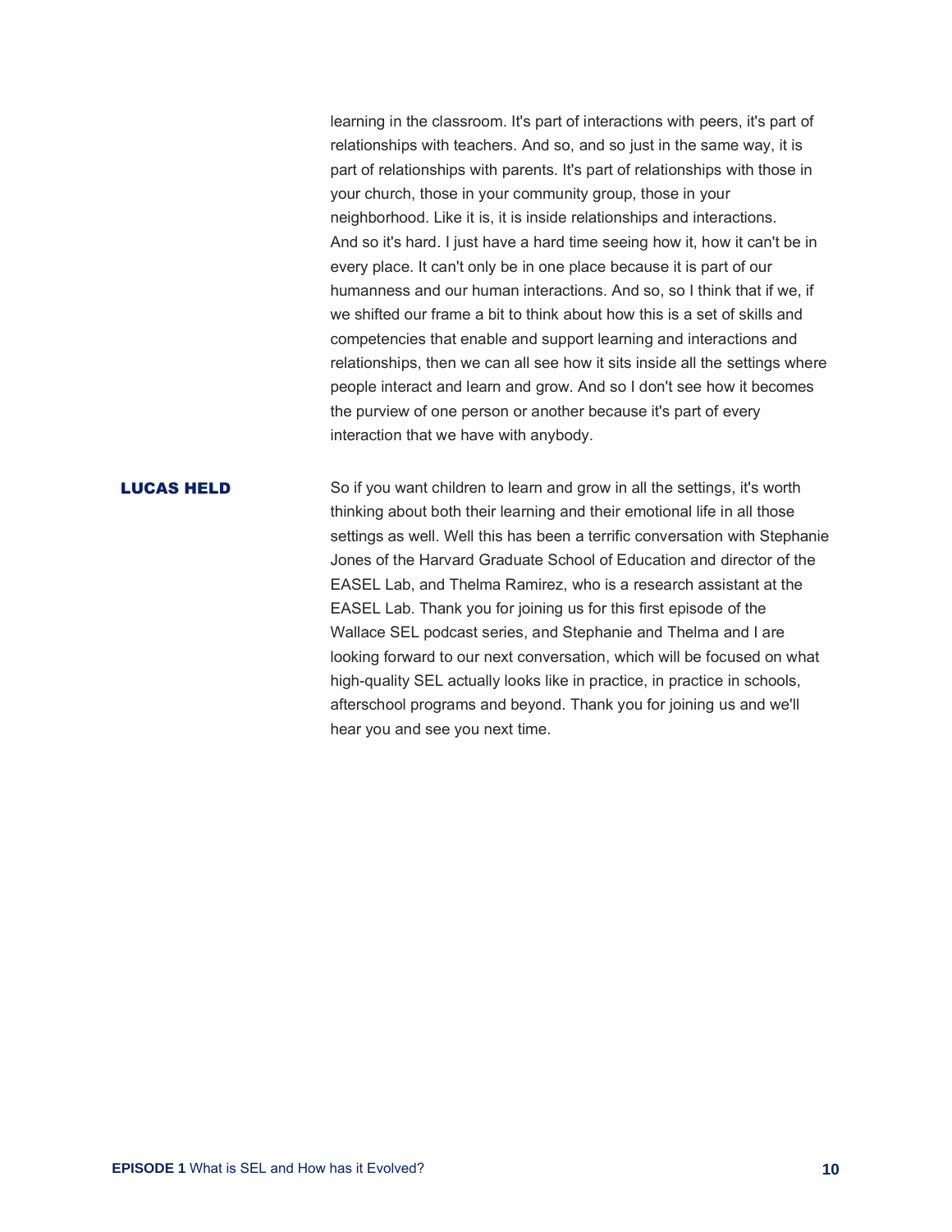learning in the classroom. It's part of interactions with peers, it's part of relationships with teachers. And so, and so just in the same way, it is part of relationships with parents. It's part of relationships with those in your church, those in your community group, those in your neighborhood. Like it is, it is inside relationships and interactions. And so it's hard. I just have a hard time seeing how it, how it can't be in every place. It can't only be in one place because it is part of our humanness and our human interactions. And so, so I think that if we, if we shifted our frame a bit to think about how this is a set of skills and competencies that enable and support learning and interactions and relationships, then we can all see how it sits inside all the settings where people interact and learn and grow. And so I don't see how it becomes the purview of one person or another because it's part of every interaction that we have with anybody.

**LUCAS HELD**

So if you want children to learn and grow in all the settings, it's worth thinking about both their learning and their emotional life in all those settings as well. Well this has been a terrific conversation with Stephanie Jones of the Harvard Graduate School of Education and director of the EASEL Lab, and Thelma Ramirez, who is a research assistant at the EASEL Lab. Thank you for joining us for this first episode of the Wallace SEL podcast series, and Stephanie and Thelma and I are looking forward to our next conversation, which will be focused on what high-quality SEL actually looks like in practice, in practice in schools, afterschool programs and beyond. Thank you for joining us and we'll hear you and see you next time.